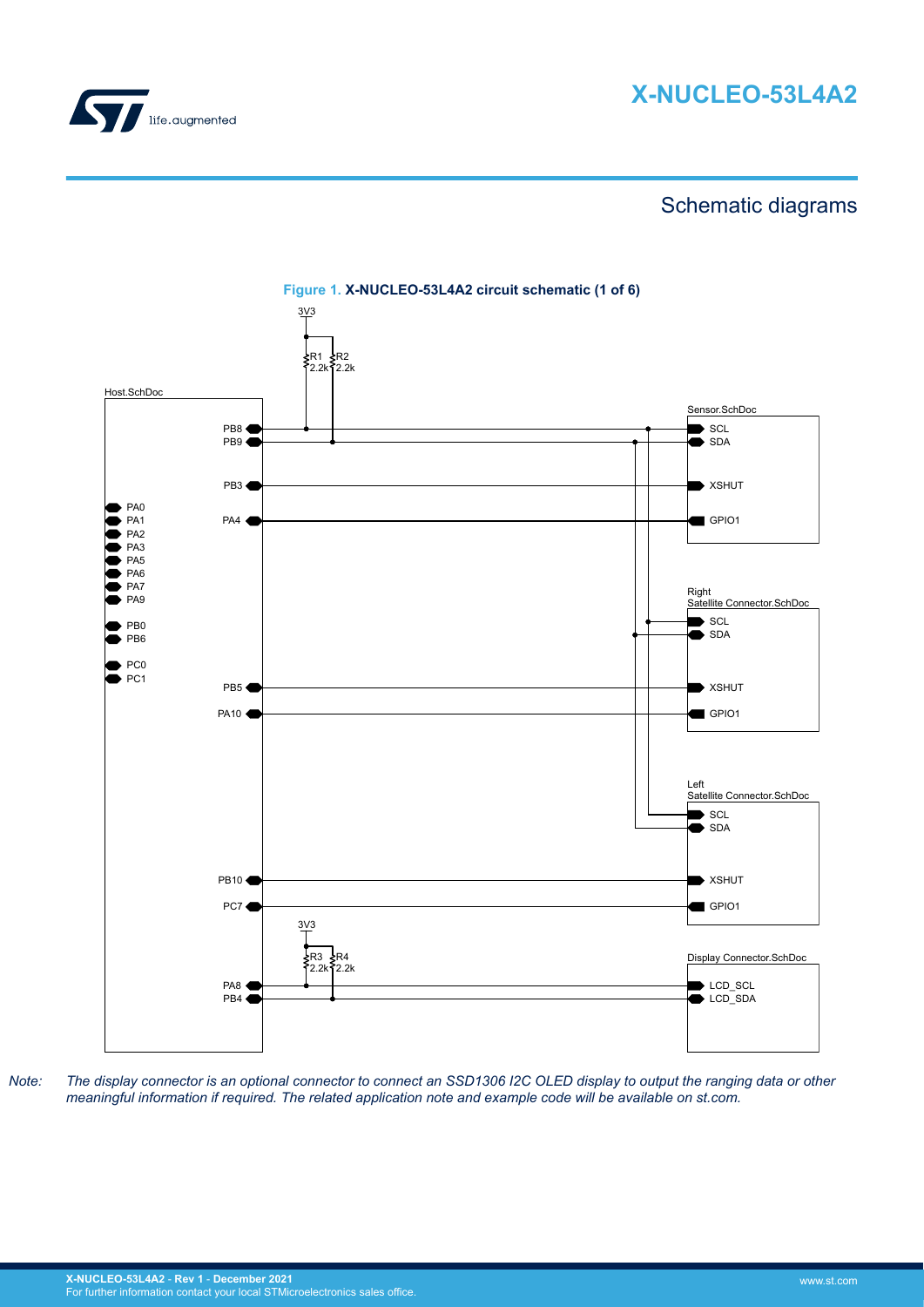# Schematic diagrams

**Figure 1. X-NUCLEO-53L4A2 circuit schematic (1 of 6)**

*Note: The display connector is an optional connector to connect an SSD1306 I2C OLED display to output the ranging data or other meaningful information if required. The related application note and example code will be available on st.com.*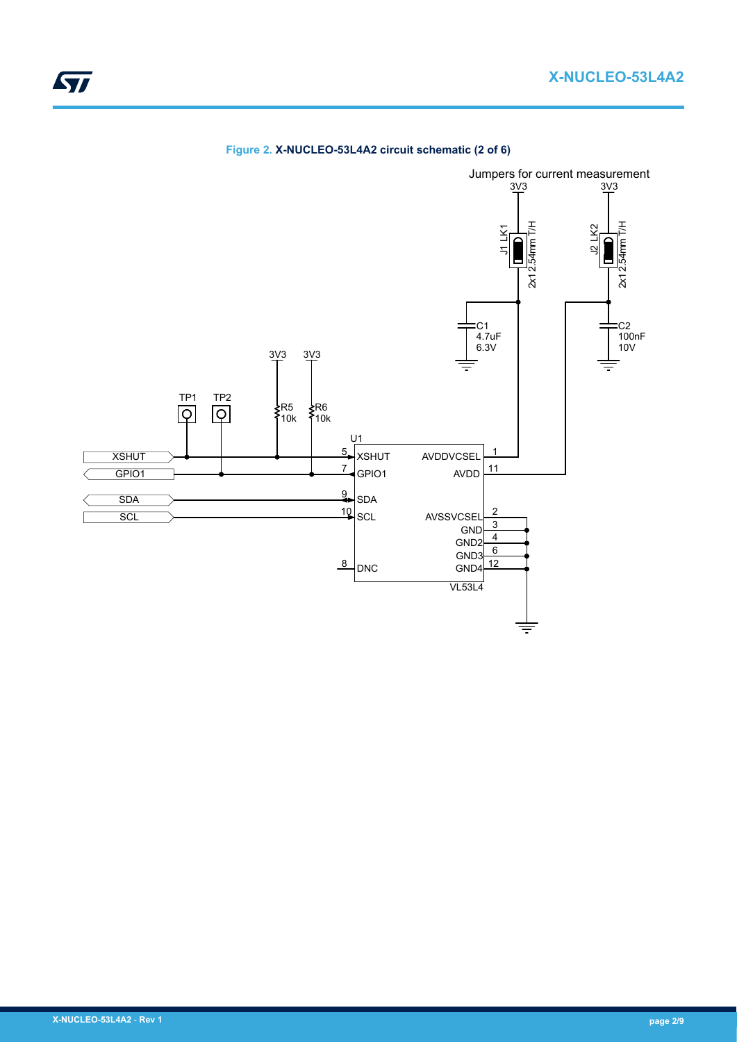**Figure 2. X-NUCLEO-53L4A2 circuit schematic (2 of 6)**

Jumpers for current measurement

3V3 3V3

J1 LK1 2x1 2.54mm T/H

J2 LK2 2x1 2.54mm T/H

C1 4.7uF 6.3V

C2 100nF 10V

3V3 3V3

TP1 TP2

R5 10k

R6 10k

U1

XSHUT

GPIO1

SDA

SCL

5 XSHUT

7 GPIO1

9 SDA

10 SCL

8 DNC

AVDDVCSEL 1

AVDD 11

AVSSVCSEL 2

GND 3

GND2 4

GND3 6

GND4 12

VL53L4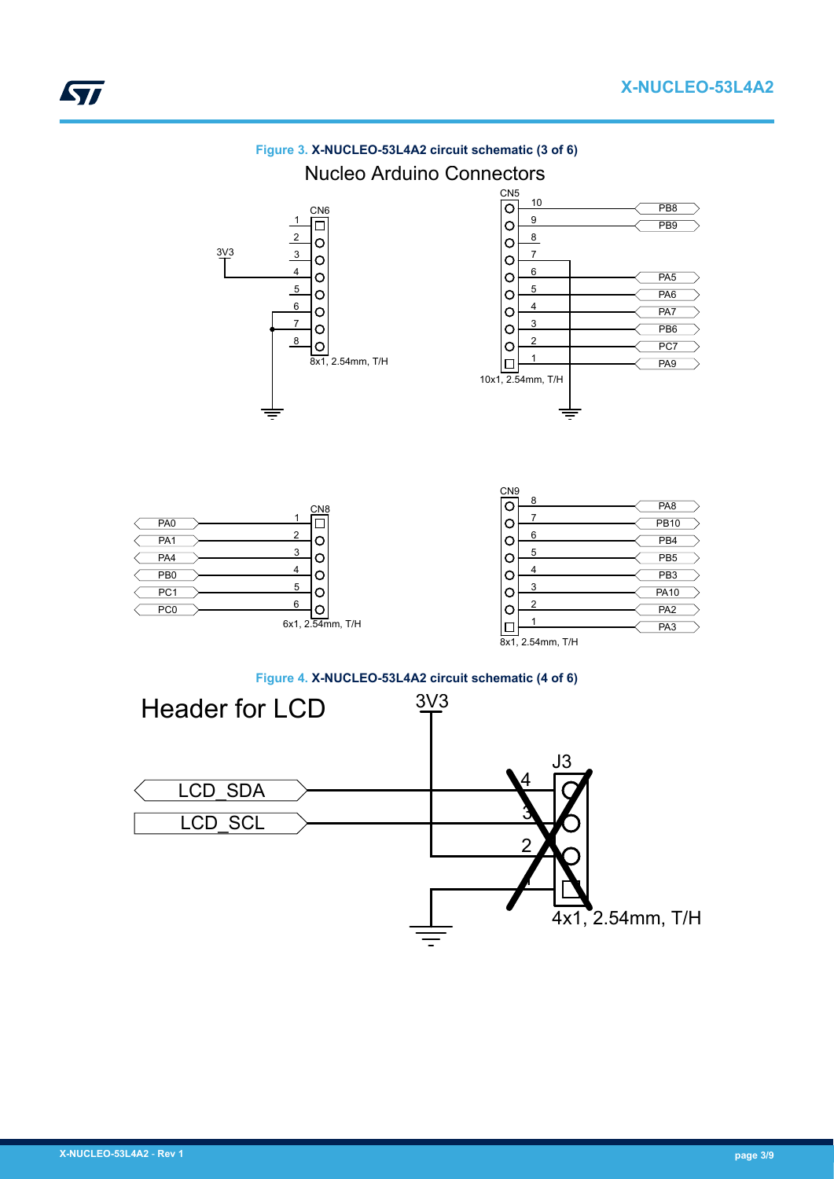**Figure 3.** **X-NUCLEO-53L4A2 circuit schematic (3 of 6)**

Nucleo Arduino Connectors

CN6

| Pin | Signal |
| --- | --- |
| 1 | |
| 2 | |
| 3 | |
| 4 | 3V3 |
| 5 | |
| 6 | GND |
| 7 | GND |
| 8 | |

8x1, 2.54mm, T/H

CN5

| Pin | Signal |
| --- | --- |
| 10 | PB8 |
| 9 | PB9 |
| 8 | |
| 7 | GND |
| 6 | PA5 |
| 5 | PA6 |
| 4 | PA7 |
| 3 | PB6 |
| 2 | PC7 |
| 1 | PA9 |

10x1, 2.54mm, T/H

CN8

| Pin | Signal |
| --- | --- |
| 1 | PA0 |
| 2 | PA1 |
| 3 | PA4 |
| 4 | PB0 |
| 5 | PC1 |
| 6 | PC0 |

6x1, 2.54mm, T/H

CN9

| Pin | Signal |
| --- | --- |
| 8 | PA8 |
| 7 | PB10 |
| 6 | PB4 |
| 5 | PB5 |
| 4 | PB3 |
| 3 | PA10 |
| 2 | PA2 |
| 1 | PA3 |

8x1, 2.54mm, T/H

**Figure 4.** **X-NUCLEO-53L4A2 circuit schematic (4 of 6)**

Header for LCD

J3

| Pin | Signal |
| --- | --- |
| 4 | LCD_SDA |
| 3 | LCD_SCL |
| 2 | 3V3 |
| 1 | GND |

4x1, 2.54mm, T/H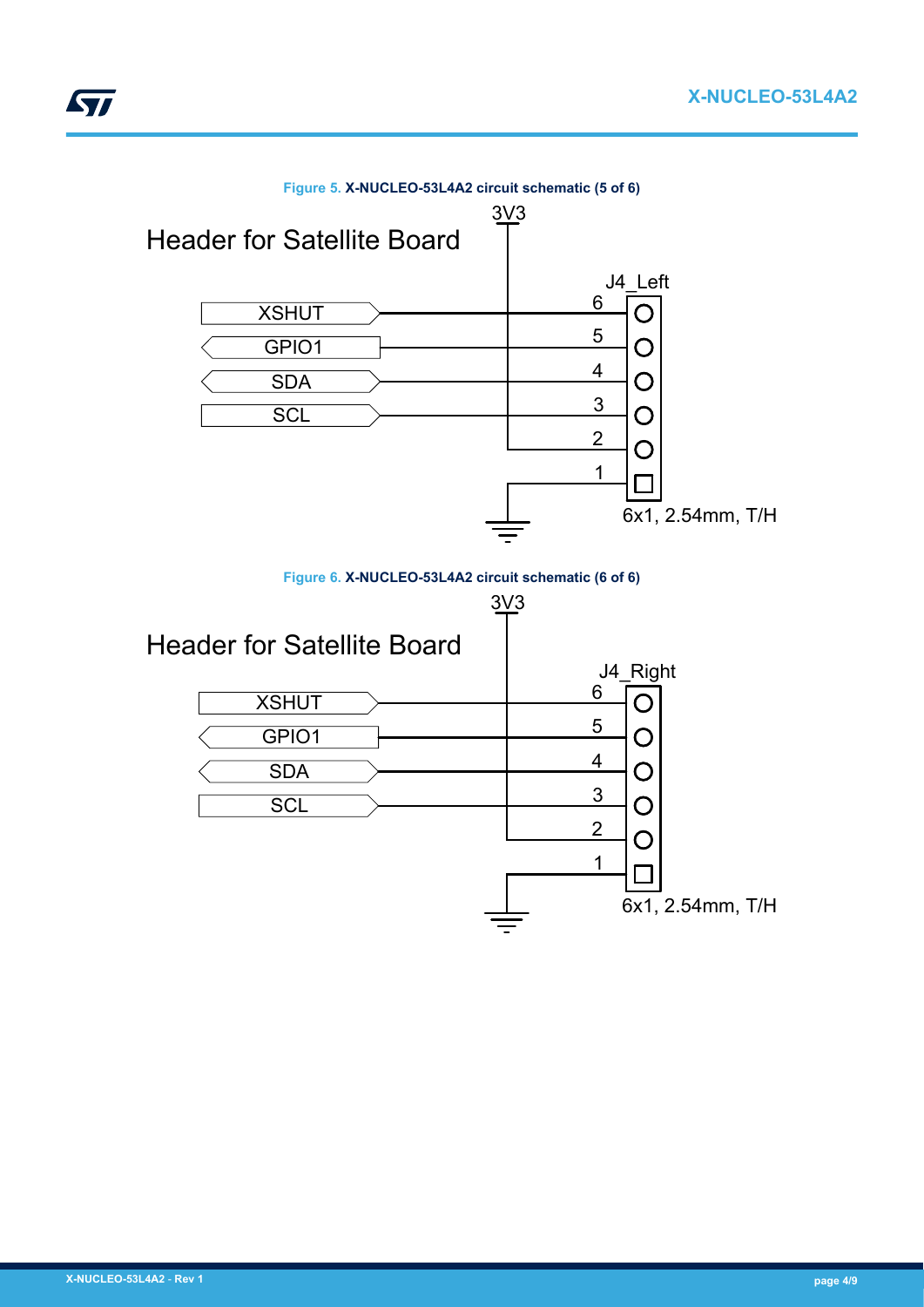**Figure 5.** **X-NUCLEO-53L4A2 circuit schematic (5 of 6)**

Header for Satellite Board

3V3

J4_Left

| Pin | Signal |
| --- | --- |
| 6 | XSHUT |
| 5 | GPIO1 |
| 4 | SDA |
| 3 | SCL |
| 2 | 3V3 |
| 1 | GND |

6x1, 2.54mm, T/H

**Figure 6.** **X-NUCLEO-53L4A2 circuit schematic (6 of 6)**

Header for Satellite Board

3V3

J4_Right

| Pin | Signal |
| --- | --- |
| 6 | XSHUT |
| 5 | GPIO1 |
| 4 | SDA |
| 3 | SCL |
| 2 | 3V3 |
| 1 | GND |

6x1, 2.54mm, T/H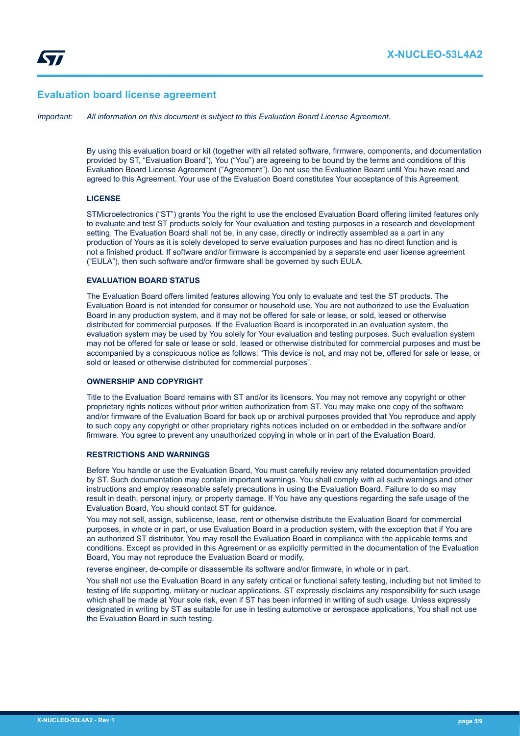## Evaluation board license agreement

*Important: All information on this document is subject to this Evaluation Board License Agreement.*

By using this evaluation board or kit (together with all related software, firmware, components, and documentation provided by ST, "Evaluation Board"), You ("You") are agreeing to be bound by the terms and conditions of this Evaluation Board License Agreement ("Agreement"). Do not use the Evaluation Board until You have read and agreed to this Agreement. Your use of the Evaluation Board constitutes Your acceptance of this Agreement.

#### LICENSE

STMicroelectronics ("ST") grants You the right to use the enclosed Evaluation Board offering limited features only to evaluate and test ST products solely for Your evaluation and testing purposes in a research and development setting. The Evaluation Board shall not be, in any case, directly or indirectly assembled as a part in any production of Yours as it is solely developed to serve evaluation purposes and has no direct function and is not a finished product. If software and/or firmware is accompanied by a separate end user license agreement ("EULA"), then such software and/or firmware shall be governed by such EULA.

#### EVALUATION BOARD STATUS

The Evaluation Board offers limited features allowing You only to evaluate and test the ST products. The Evaluation Board is not intended for consumer or household use. You are not authorized to use the Evaluation Board in any production system, and it may not be offered for sale or lease, or sold, leased or otherwise distributed for commercial purposes. If the Evaluation Board is incorporated in an evaluation system, the evaluation system may be used by You solely for Your evaluation and testing purposes. Such evaluation system may not be offered for sale or lease or sold, leased or otherwise distributed for commercial purposes and must be accompanied by a conspicuous notice as follows: "This device is not, and may not be, offered for sale or lease, or sold or leased or otherwise distributed for commercial purposes".

#### OWNERSHIP AND COPYRIGHT

Title to the Evaluation Board remains with ST and/or its licensors. You may not remove any copyright or other proprietary rights notices without prior written authorization from ST. You may make one copy of the software and/or firmware of the Evaluation Board for back up or archival purposes provided that You reproduce and apply to such copy any copyright or other proprietary rights notices included on or embedded in the software and/or firmware. You agree to prevent any unauthorized copying in whole or in part of the Evaluation Board.

#### RESTRICTIONS AND WARNINGS

Before You handle or use the Evaluation Board, You must carefully review any related documentation provided by ST. Such documentation may contain important warnings. You shall comply with all such warnings and other instructions and employ reasonable safety precautions in using the Evaluation Board. Failure to do so may result in death, personal injury, or property damage. If You have any questions regarding the safe usage of the Evaluation Board, You should contact ST for guidance.

You may not sell, assign, sublicense, lease, rent or otherwise distribute the Evaluation Board for commercial purposes, in whole or in part, or use Evaluation Board in a production system, with the exception that if You are an authorized ST distributor, You may resell the Evaluation Board in compliance with the applicable terms and conditions. Except as provided in this Agreement or as explicitly permitted in the documentation of the Evaluation Board, You may not reproduce the Evaluation Board or modify,

reverse engineer, de-compile or disassemble its software and/or firmware, in whole or in part.

You shall not use the Evaluation Board in any safety critical or functional safety testing, including but not limited to testing of life supporting, military or nuclear applications. ST expressly disclaims any responsibility for such usage which shall be made at Your sole risk, even if ST has been informed in writing of such usage. Unless expressly designated in writing by ST as suitable for use in testing automotive or aerospace applications, You shall not use the Evaluation Board in such testing.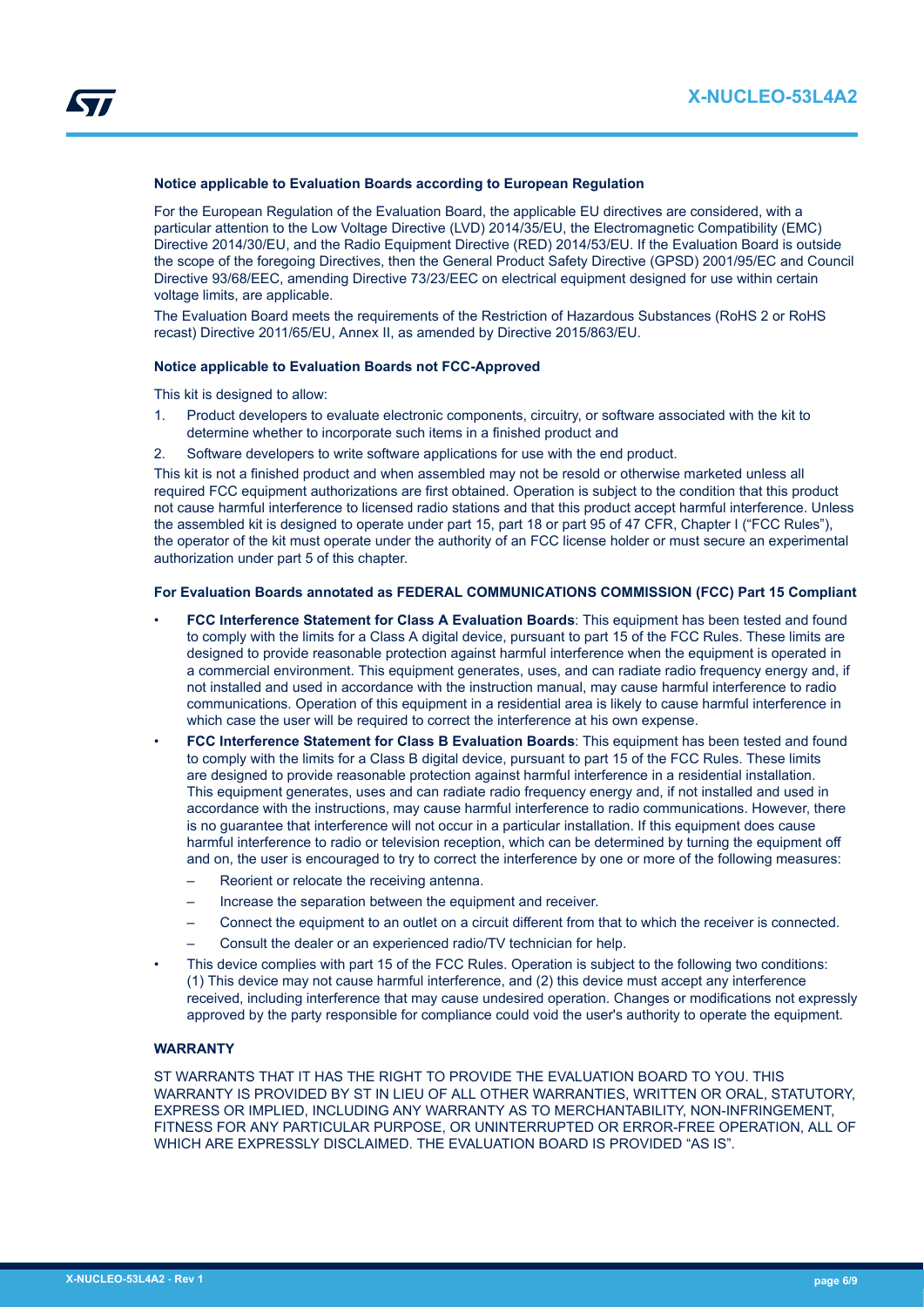**Notice applicable to Evaluation Boards according to European Regulation**

For the European Regulation of the Evaluation Board, the applicable EU directives are considered, with a particular attention to the Low Voltage Directive (LVD) 2014/35/EU, the Electromagnetic Compatibility (EMC) Directive 2014/30/EU, and the Radio Equipment Directive (RED) 2014/53/EU. If the Evaluation Board is outside the scope of the foregoing Directives, then the General Product Safety Directive (GPSD) 2001/95/EC and Council Directive 93/68/EEC, amending Directive 73/23/EEC on electrical equipment designed for use within certain voltage limits, are applicable.

The Evaluation Board meets the requirements of the Restriction of Hazardous Substances (RoHS 2 or RoHS recast) Directive 2011/65/EU, Annex II, as amended by Directive 2015/863/EU.

**Notice applicable to Evaluation Boards not FCC-Approved**

This kit is designed to allow:

1. Product developers to evaluate electronic components, circuitry, or software associated with the kit to determine whether to incorporate such items in a finished product and
2. Software developers to write software applications for use with the end product.

This kit is not a finished product and when assembled may not be resold or otherwise marketed unless all required FCC equipment authorizations are first obtained. Operation is subject to the condition that this product not cause harmful interference to licensed radio stations and that this product accept harmful interference. Unless the assembled kit is designed to operate under part 15, part 18 or part 95 of 47 CFR, Chapter I ("FCC Rules"), the operator of the kit must operate under the authority of an FCC license holder or must secure an experimental authorization under part 5 of this chapter.

**For Evaluation Boards annotated as FEDERAL COMMUNICATIONS COMMISSION (FCC) Part 15 Compliant**

- **FCC Interference Statement for Class A Evaluation Boards**: This equipment has been tested and found to comply with the limits for a Class A digital device, pursuant to part 15 of the FCC Rules. These limits are designed to provide reasonable protection against harmful interference when the equipment is operated in a commercial environment. This equipment generates, uses, and can radiate radio frequency energy and, if not installed and used in accordance with the instruction manual, may cause harmful interference to radio communications. Operation of this equipment in a residential area is likely to cause harmful interference in which case the user will be required to correct the interference at his own expense.
- **FCC Interference Statement for Class B Evaluation Boards**: This equipment has been tested and found to comply with the limits for a Class B digital device, pursuant to part 15 of the FCC Rules. These limits are designed to provide reasonable protection against harmful interference in a residential installation. This equipment generates, uses and can radiate radio frequency energy and, if not installed and used in accordance with the instructions, may cause harmful interference to radio communications. However, there is no guarantee that interference will not occur in a particular installation. If this equipment does cause harmful interference to radio or television reception, which can be determined by turning the equipment off and on, the user is encouraged to try to correct the interference by one or more of the following measures:
  - Reorient or relocate the receiving antenna.
  - Increase the separation between the equipment and receiver.
  - Connect the equipment to an outlet on a circuit different from that to which the receiver is connected.
  - Consult the dealer or an experienced radio/TV technician for help.
- This device complies with part 15 of the FCC Rules. Operation is subject to the following two conditions: (1) This device may not cause harmful interference, and (2) this device must accept any interference received, including interference that may cause undesired operation. Changes or modifications not expressly approved by the party responsible for compliance could void the user's authority to operate the equipment.

**WARRANTY**

ST WARRANTS THAT IT HAS THE RIGHT TO PROVIDE THE EVALUATION BOARD TO YOU. THIS WARRANTY IS PROVIDED BY ST IN LIEU OF ALL OTHER WARRANTIES, WRITTEN OR ORAL, STATUTORY, EXPRESS OR IMPLIED, INCLUDING ANY WARRANTY AS TO MERCHANTABILITY, NON-INFRINGEMENT, FITNESS FOR ANY PARTICULAR PURPOSE, OR UNINTERRUPTED OR ERROR-FREE OPERATION, ALL OF WHICH ARE EXPRESSLY DISCLAIMED. THE EVALUATION BOARD IS PROVIDED "AS IS".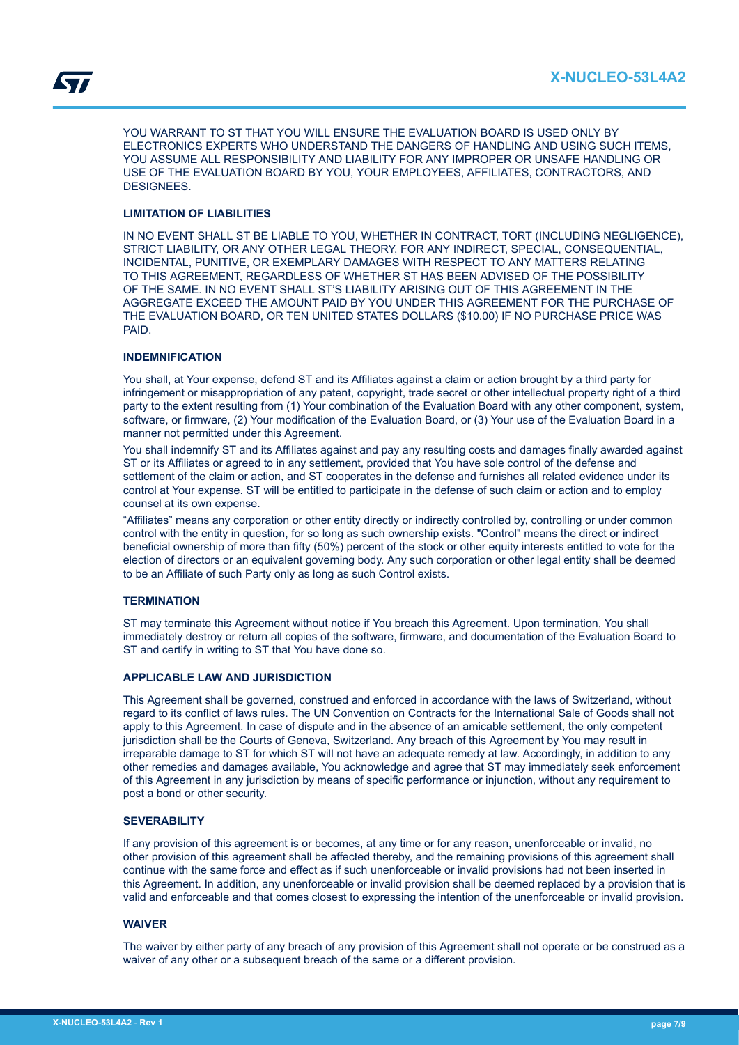YOU WARRANT TO ST THAT YOU WILL ENSURE THE EVALUATION BOARD IS USED ONLY BY ELECTRONICS EXPERTS WHO UNDERSTAND THE DANGERS OF HANDLING AND USING SUCH ITEMS, YOU ASSUME ALL RESPONSIBILITY AND LIABILITY FOR ANY IMPROPER OR UNSAFE HANDLING OR USE OF THE EVALUATION BOARD BY YOU, YOUR EMPLOYEES, AFFILIATES, CONTRACTORS, AND DESIGNEES.

**LIMITATION OF LIABILITIES**

IN NO EVENT SHALL ST BE LIABLE TO YOU, WHETHER IN CONTRACT, TORT (INCLUDING NEGLIGENCE), STRICT LIABILITY, OR ANY OTHER LEGAL THEORY, FOR ANY INDIRECT, SPECIAL, CONSEQUENTIAL, INCIDENTAL, PUNITIVE, OR EXEMPLARY DAMAGES WITH RESPECT TO ANY MATTERS RELATING TO THIS AGREEMENT, REGARDLESS OF WHETHER ST HAS BEEN ADVISED OF THE POSSIBILITY OF THE SAME. IN NO EVENT SHALL ST'S LIABILITY ARISING OUT OF THIS AGREEMENT IN THE AGGREGATE EXCEED THE AMOUNT PAID BY YOU UNDER THIS AGREEMENT FOR THE PURCHASE OF THE EVALUATION BOARD, OR TEN UNITED STATES DOLLARS ($10.00) IF NO PURCHASE PRICE WAS PAID.

**INDEMNIFICATION**

You shall, at Your expense, defend ST and its Affiliates against a claim or action brought by a third party for infringement or misappropriation of any patent, copyright, trade secret or other intellectual property right of a third party to the extent resulting from (1) Your combination of the Evaluation Board with any other component, system, software, or firmware, (2) Your modification of the Evaluation Board, or (3) Your use of the Evaluation Board in a manner not permitted under this Agreement.

You shall indemnify ST and its Affiliates against and pay any resulting costs and damages finally awarded against ST or its Affiliates or agreed to in any settlement, provided that You have sole control of the defense and settlement of the claim or action, and ST cooperates in the defense and furnishes all related evidence under its control at Your expense. ST will be entitled to participate in the defense of such claim or action and to employ counsel at its own expense.

“Affiliates” means any corporation or other entity directly or indirectly controlled by, controlling or under common control with the entity in question, for so long as such ownership exists. "Control" means the direct or indirect beneficial ownership of more than fifty (50%) percent of the stock or other equity interests entitled to vote for the election of directors or an equivalent governing body. Any such corporation or other legal entity shall be deemed to be an Affiliate of such Party only as long as such Control exists.

**TERMINATION**

ST may terminate this Agreement without notice if You breach this Agreement. Upon termination, You shall immediately destroy or return all copies of the software, firmware, and documentation of the Evaluation Board to ST and certify in writing to ST that You have done so.

**APPLICABLE LAW AND JURISDICTION**

This Agreement shall be governed, construed and enforced in accordance with the laws of Switzerland, without regard to its conflict of laws rules. The UN Convention on Contracts for the International Sale of Goods shall not apply to this Agreement. In case of dispute and in the absence of an amicable settlement, the only competent jurisdiction shall be the Courts of Geneva, Switzerland. Any breach of this Agreement by You may result in irreparable damage to ST for which ST will not have an adequate remedy at law. Accordingly, in addition to any other remedies and damages available, You acknowledge and agree that ST may immediately seek enforcement of this Agreement in any jurisdiction by means of specific performance or injunction, without any requirement to post a bond or other security.

**SEVERABILITY**

If any provision of this agreement is or becomes, at any time or for any reason, unenforceable or invalid, no other provision of this agreement shall be affected thereby, and the remaining provisions of this agreement shall continue with the same force and effect as if such unenforceable or invalid provisions had not been inserted in this Agreement. In addition, any unenforceable or invalid provision shall be deemed replaced by a provision that is valid and enforceable and that comes closest to expressing the intention of the unenforceable or invalid provision.

**WAIVER**

The waiver by either party of any breach of any provision of this Agreement shall not operate or be construed as a waiver of any other or a subsequent breach of the same or a different provision.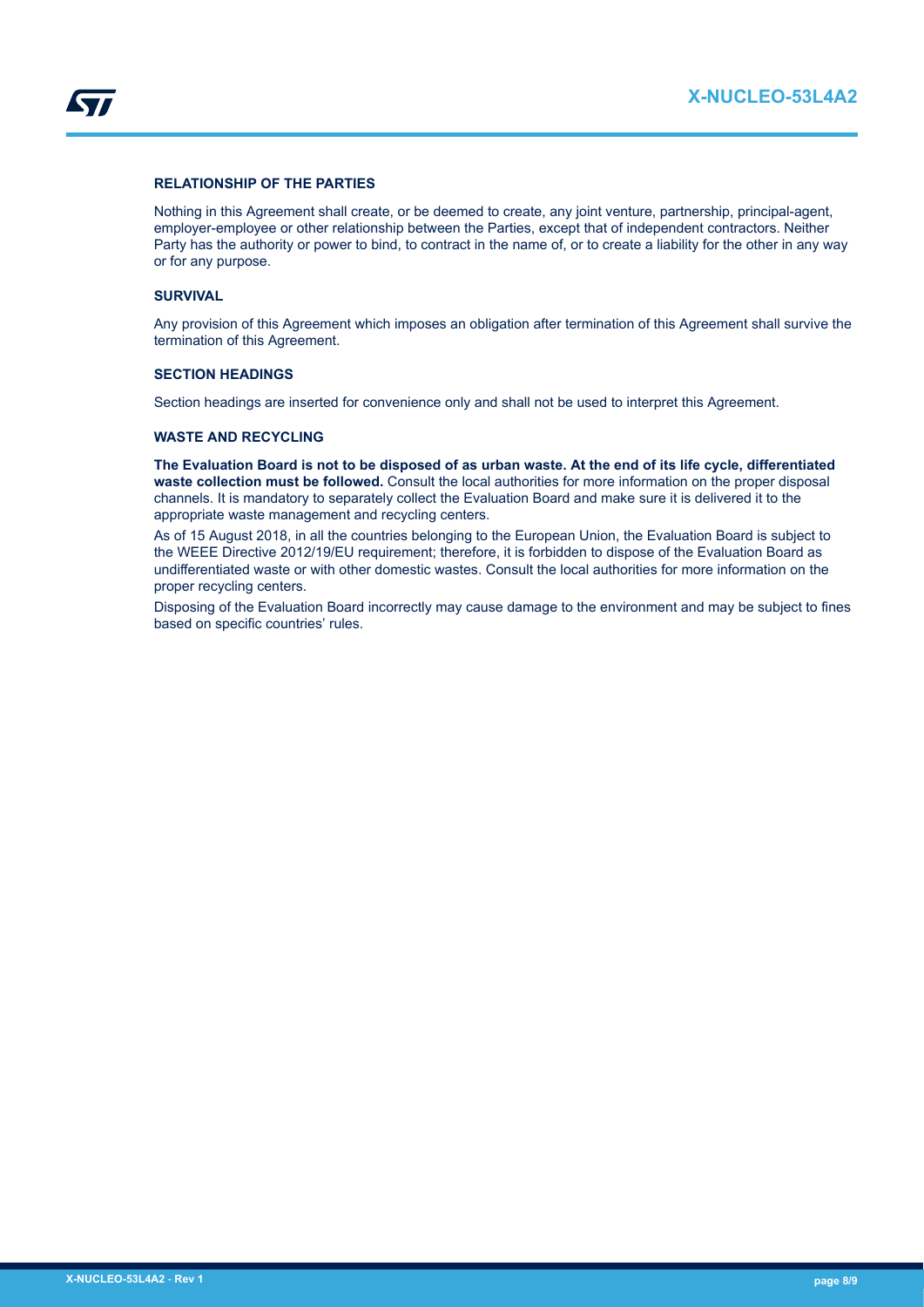## RELATIONSHIP OF THE PARTIES

Nothing in this Agreement shall create, or be deemed to create, any joint venture, partnership, principal-agent, employer-employee or other relationship between the Parties, except that of independent contractors. Neither Party has the authority or power to bind, to contract in the name of, or to create a liability for the other in any way or for any purpose.

## SURVIVAL

Any provision of this Agreement which imposes an obligation after termination of this Agreement shall survive the termination of this Agreement.

## SECTION HEADINGS

Section headings are inserted for convenience only and shall not be used to interpret this Agreement.

## WASTE AND RECYCLING

**The Evaluation Board is not to be disposed of as urban waste. At the end of its life cycle, differentiated waste collection must be followed.** Consult the local authorities for more information on the proper disposal channels. It is mandatory to separately collect the Evaluation Board and make sure it is delivered it to the appropriate waste management and recycling centers.

As of 15 August 2018, in all the countries belonging to the European Union, the Evaluation Board is subject to the WEEE Directive 2012/19/EU requirement; therefore, it is forbidden to dispose of the Evaluation Board as undifferentiated waste or with other domestic wastes. Consult the local authorities for more information on the proper recycling centers.

Disposing of the Evaluation Board incorrectly may cause damage to the environment and may be subject to fines based on specific countries' rules.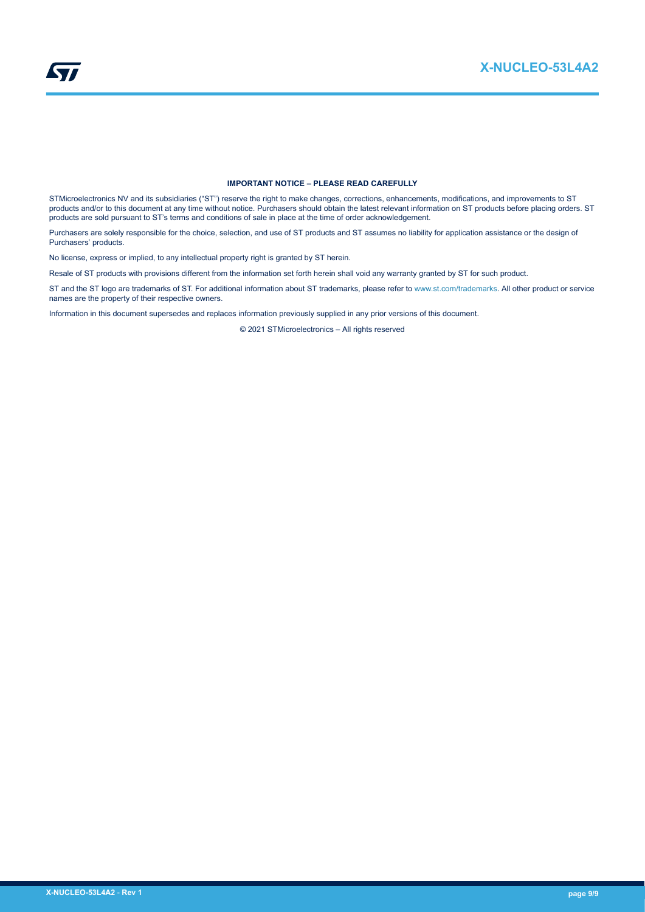**IMPORTANT NOTICE – PLEASE READ CAREFULLY**

STMicroelectronics NV and its subsidiaries ("ST") reserve the right to make changes, corrections, enhancements, modifications, and improvements to ST products and/or to this document at any time without notice. Purchasers should obtain the latest relevant information on ST products before placing orders. ST products are sold pursuant to ST's terms and conditions of sale in place at the time of order acknowledgement.

Purchasers are solely responsible for the choice, selection, and use of ST products and ST assumes no liability for application assistance or the design of Purchasers' products.

No license, express or implied, to any intellectual property right is granted by ST herein.

Resale of ST products with provisions different from the information set forth herein shall void any warranty granted by ST for such product.

ST and the ST logo are trademarks of ST. For additional information about ST trademarks, please refer to www.st.com/trademarks. All other product or service names are the property of their respective owners.

Information in this document supersedes and replaces information previously supplied in any prior versions of this document.

© 2021 STMicroelectronics – All rights reserved